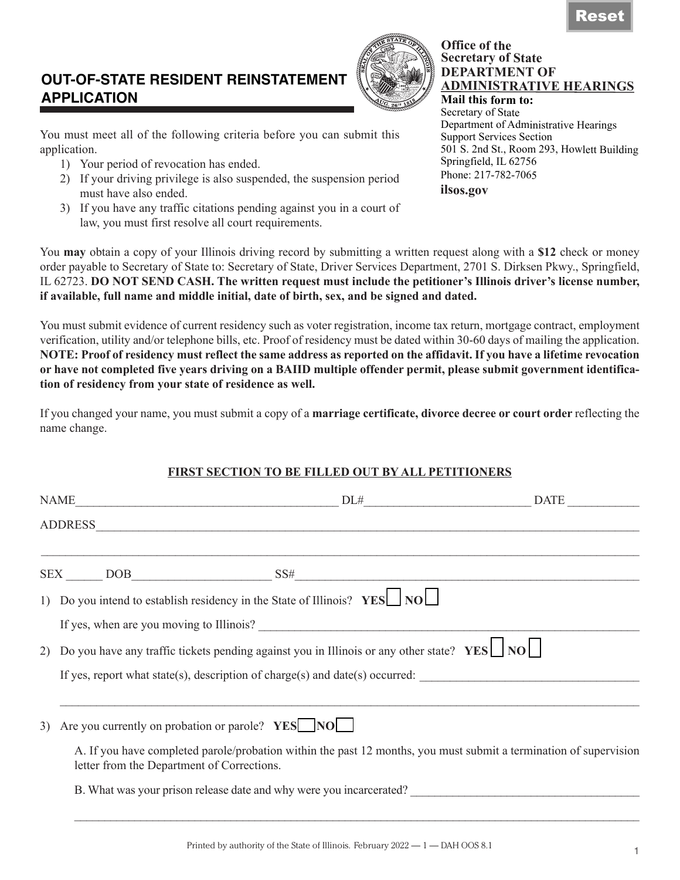# OUT-OF-STATE RESIDENT REINSTATEMENT APPLICATION

**Office of the Secretary of State**
**DEPARTMENT OF ADMINISTRATIVE HEARINGS**

**Mail this form to:**
Secretary of State
Department of Administrative Hearings
Support Services Section
501 S. 2nd St., Room 293, Howlett Building
Springfield, IL 62756
Phone: 217-782-7065
**ilsos.gov**

You must meet all of the following criteria before you can submit this application.

1) Your period of revocation has ended.
2) If your driving privilege is also suspended, the suspension period must have also ended.
3) If you have any traffic citations pending against you in a court of law, you must first resolve all court requirements.

You **may** obtain a copy of your Illinois driving record by submitting a written request along with a **$12** check or money order payable to Secretary of State to: Secretary of State, Driver Services Department, 2701 S. Dirksen Pkwy., Springfield, IL 62723. **DO NOT SEND CASH. The written request must include the petitioner's Illinois driver's license number, if available, full name and middle initial, date of birth, sex, and be signed and dated.**

You must submit evidence of current residency such as voter registration, income tax return, mortgage contract, employment verification, utility and/or telephone bills, etc. Proof of residency must be dated within 30-60 days of mailing the application. **NOTE: Proof of residency must reflect the same address as reported on the affidavit. If you have a lifetime revocation or have not completed five years driving on a BAIID multiple offender permit, please submit government identification of residency from your state of residence as well.**

If you changed your name, you must submit a copy of a **marriage certificate, divorce decree or court order** reflecting the name change.

**FIRST SECTION TO BE FILLED OUT BY ALL PETITIONERS**

NAME____________________________________________ DL#___________________________ DATE ___________

ADDRESS_____________________________________________________________________________________

_____________________________________________________________________________________________

SEX ______ DOB______________________ SS#__________________________________________________________

1) Do you intend to establish residency in the State of Illinois? **YES** ☐ **NO** ☐

   If yes, when are you moving to Illinois? ___________________________________________________________

2) Do you have any traffic tickets pending against you in Illinois or any other state? **YES** ☐ **NO** ☐

   If yes, report what state(s), description of charge(s) and date(s) occurred: _________________________________

   _____________________________________________________________________________________________

3) Are you currently on probation or parole? **YES** ☐ **NO** ☐

   A. If you have completed parole/probation within the past 12 months, you must submit a termination of supervision letter from the Department of Corrections.

   B. What was your prison release date and why were you incarcerated? _____________________________________

   _____________________________________________________________________________________________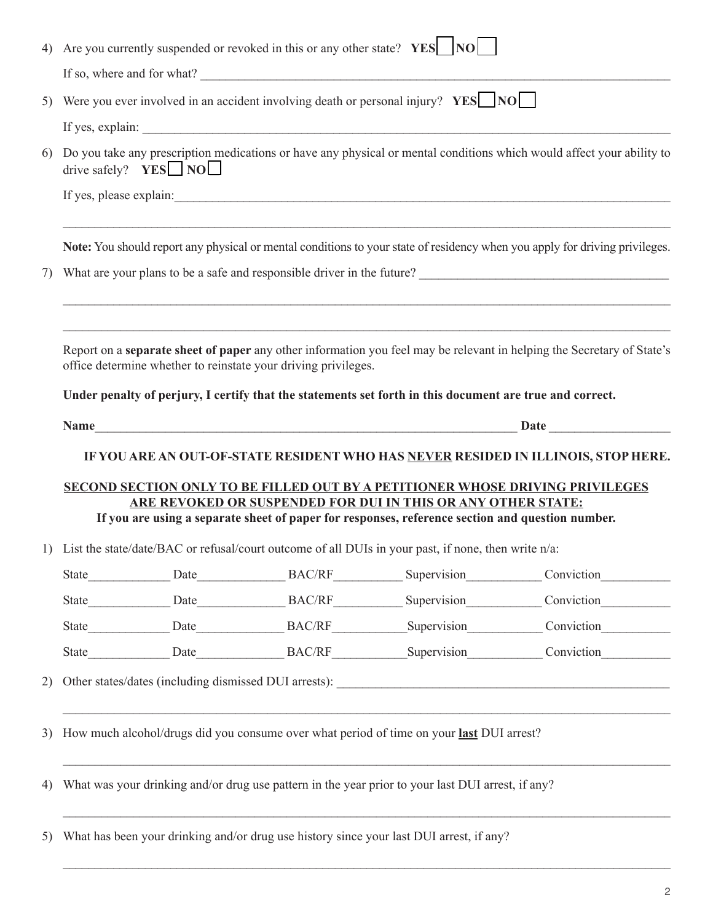4) Are you currently suspended or revoked in this or any other state? **YES** ☐ **NO** ☐

   If so, where and for what? ___________________________________________________________________________

5) Were you ever involved in an accident involving death or personal injury? **YES** ☐ **NO** ☐

   If yes, explain: _______________________________________________________________________________

6) Do you take any prescription medications or have any physical or mental conditions which would affect your ability to drive safely? **YES** ☐ **NO** ☐

   If yes, please explain:__________________________________________________________________________

   _____________________________________________________________________________________________

   **Note:** You should report any physical or mental conditions to your state of residency when you apply for driving privileges.

7) What are your plans to be a safe and responsible driver in the future? _______________________________________

   _____________________________________________________________________________________________

   _____________________________________________________________________________________________

Report on a **separate sheet of paper** any other information you feel may be relevant in helping the Secretary of State's office determine whether to reinstate your driving privileges.

**Under penalty of perjury, I certify that the statements set forth in this document are true and correct.**

**Name**_____________________________________________________________________ **Date** ___________________

**IF YOU ARE AN OUT-OF-STATE RESIDENT WHO HAS <u>NEVER</u> RESIDED IN ILLINOIS, STOP HERE.**

**<u>SECOND SECTION ONLY TO BE FILLED OUT BY A PETITIONER WHOSE DRIVING PRIVILEGES ARE REVOKED OR SUSPENDED FOR DUI IN THIS OR ANY OTHER STATE:</u>**

**If you are using a separate sheet of paper for responses, reference section and question number.**

1) List the state/date/BAC or refusal/court outcome of all DUIs in your past, if none, then write n/a:

   State____________ Date_____________ BAC/RF__________ Supervision___________ Conviction__________

   State____________ Date_____________ BAC/RF__________ Supervision___________ Conviction__________

   State____________ Date_____________ BAC/RF__________ Supervision___________ Conviction__________

   State____________ Date_____________ BAC/RF__________ Supervision___________ Conviction__________

2) Other states/dates (including dismissed DUI arrests): _____________________________________________________

   _____________________________________________________________________________________________

3) How much alcohol/drugs did you consume over what period of time on your **<u>last</u>** DUI arrest?

   _____________________________________________________________________________________________

4) What was your drinking and/or drug use pattern in the year prior to your last DUI arrest, if any?

   _____________________________________________________________________________________________

5) What has been your drinking and/or drug use history since your last DUI arrest, if any?

   _____________________________________________________________________________________________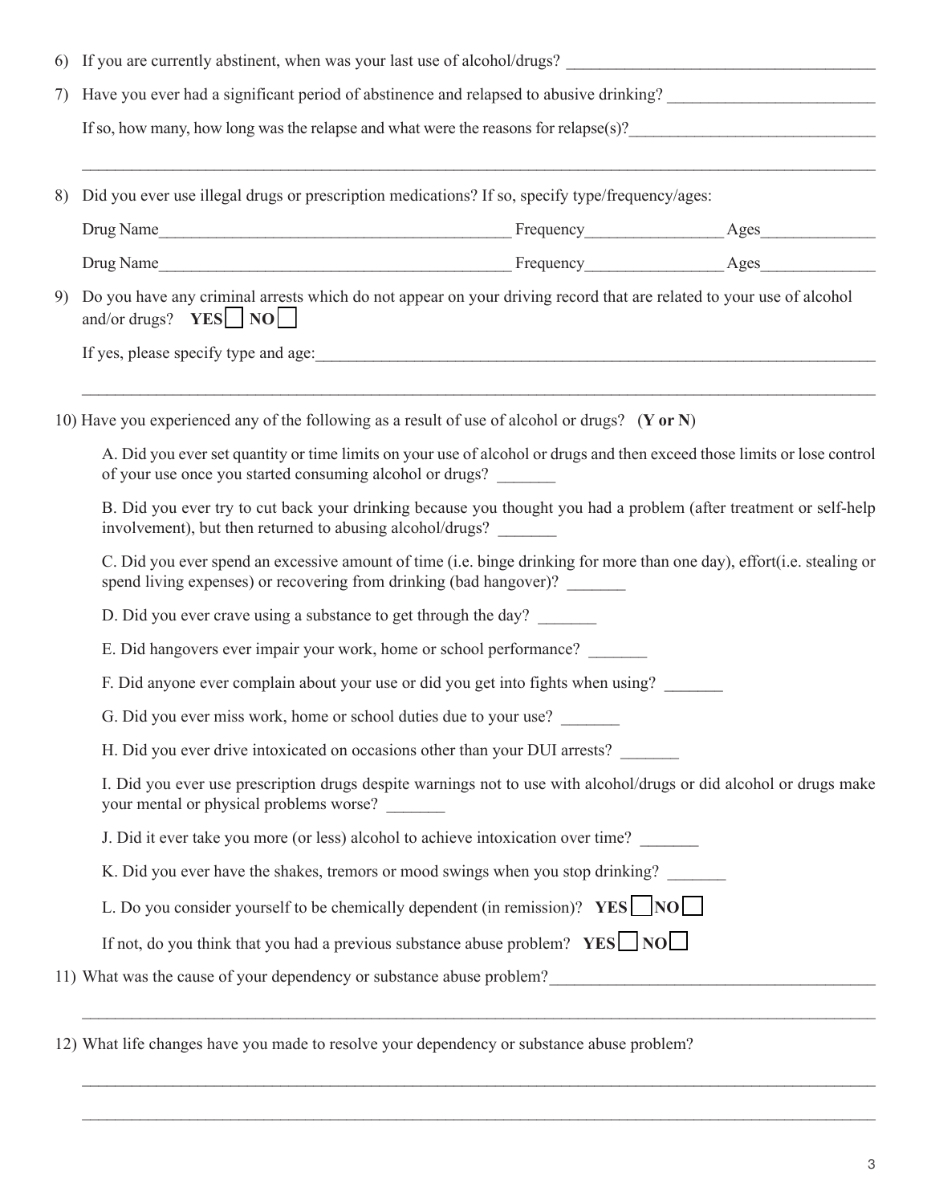6) If you are currently abstinent, when was your last use of alcohol/drugs? ______________________________________

7) Have you ever had a significant period of abstinence and relapsed to abusive drinking? _________________________

   If so, how many, how long was the relapse and what were the reasons for relapse(s)?______________________________

   ____________________________________________________________________________________________________

8) Did you ever use illegal drugs or prescription medications? If so, specify type/frequency/ages:

   Drug Name__________________________________________ Frequency________________ Ages______________

   Drug Name__________________________________________ Frequency________________ Ages______________

9) Do you have any criminal arrests which do not appear on your driving record that are related to your use of alcohol and/or drugs? **YES** ☐ **NO** ☐

   If yes, please specify type and age:______________________________________________________________________

   ____________________________________________________________________________________________________

10) Have you experienced any of the following as a result of use of alcohol or drugs? (**Y or N**)

    A. Did you ever set quantity or time limits on your use of alcohol or drugs and then exceed those limits or lose control of your use once you started consuming alcohol or drugs? _______

    B. Did you ever try to cut back your drinking because you thought you had a problem (after treatment or self-help involvement), but then returned to abusing alcohol/drugs? _______

    C. Did you ever spend an excessive amount of time (i.e. binge drinking for more than one day), effort(i.e. stealing or spend living expenses) or recovering from drinking (bad hangover)? _______

    D. Did you ever crave using a substance to get through the day? _______

    E. Did hangovers ever impair your work, home or school performance? _______

    F. Did anyone ever complain about your use or did you get into fights when using? _______

    G. Did you ever miss work, home or school duties due to your use? _______

    H. Did you ever drive intoxicated on occasions other than your DUI arrests? _______

    I. Did you ever use prescription drugs despite warnings not to use with alcohol/drugs or did alcohol or drugs make your mental or physical problems worse? _______

    J. Did it ever take you more (or less) alcohol to achieve intoxication over time? _______

    K. Did you ever have the shakes, tremors or mood swings when you stop drinking? _______

    L. Do you consider yourself to be chemically dependent (in remission)? **YES** ☐ **NO** ☐

    If not, do you think that you had a previous substance abuse problem? **YES** ☐ **NO** ☐

11) What was the cause of your dependency or substance abuse problem?_______________________________________

    ____________________________________________________________________________________________________

12) What life changes have you made to resolve your dependency or substance abuse problem?

    ____________________________________________________________________________________________________

    ____________________________________________________________________________________________________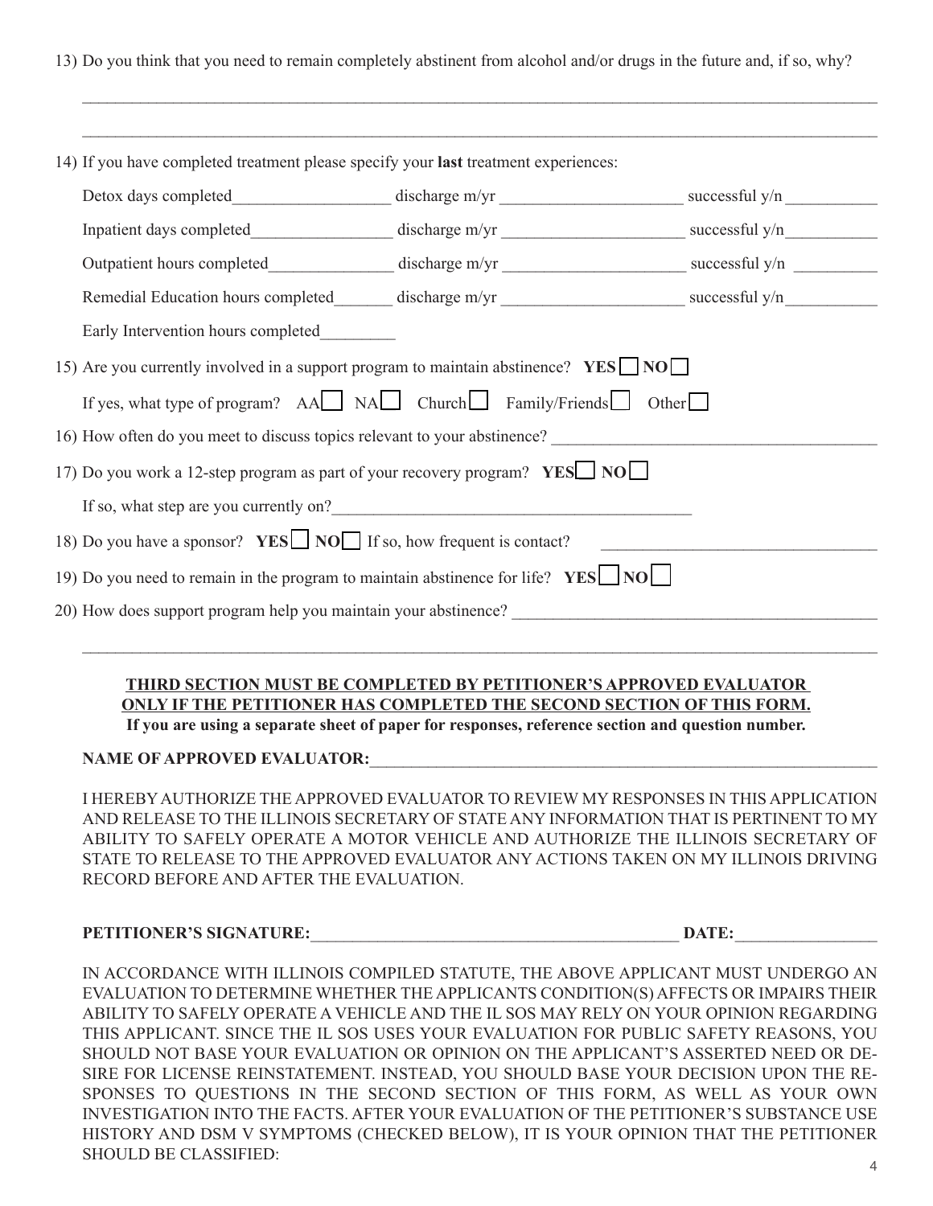13) Do you think that you need to remain completely abstinent from alcohol and/or drugs in the future and, if so, why?

_______________________________________________________________________________________

_______________________________________________________________________________________

14) If you have completed treatment please specify your **last** treatment experiences:

Detox days completed__________________ discharge m/yr _____________________ successful y/n __________

Inpatient days completed________________ discharge m/yr _____________________ successful y/n__________

Outpatient hours completed______________ discharge m/yr _____________________ successful y/n _________

Remedial Education hours completed_______ discharge m/yr _____________________ successful y/n__________

Early Intervention hours completed_________

15) Are you currently involved in a support program to maintain abstinence? **YES** ☐ **NO** ☐

If yes, what type of program? AA ☐ NA ☐ Church ☐ Family/Friends ☐ Other ☐

16) How often do you meet to discuss topics relevant to your abstinence? ____________________________________

17) Do you work a 12-step program as part of your recovery program? **YES** ☐ **NO** ☐

If so, what step are you currently on?__________________________________________

18) Do you have a sponsor? **YES** ☐ **NO** ☐ If so, how frequent is contact? ______________________________

19) Do you need to remain in the program to maintain abstinence for life? **YES** ☐ **NO** ☐

20) How does support program help you maintain your abstinence? __________________________________________

_______________________________________________________________________________________

**THIRD SECTION MUST BE COMPLETED BY PETITIONER'S APPROVED EVALUATOR ONLY IF THE PETITIONER HAS COMPLETED THE SECOND SECTION OF THIS FORM.**

**If you are using a separate sheet of paper for responses, reference section and question number.**

**NAME OF APPROVED EVALUATOR:**_______________________________________________________________

I HEREBY AUTHORIZE THE APPROVED EVALUATOR TO REVIEW MY RESPONSES IN THIS APPLICATION AND RELEASE TO THE ILLINOIS SECRETARY OF STATE ANY INFORMATION THAT IS PERTINENT TO MY ABILITY TO SAFELY OPERATE A MOTOR VEHICLE AND AUTHORIZE THE ILLINOIS SECRETARY OF STATE TO RELEASE TO THE APPROVED EVALUATOR ANY ACTIONS TAKEN ON MY ILLINOIS DRIVING RECORD BEFORE AND AFTER THE EVALUATION.

**PETITIONER'S SIGNATURE:**___________________________________________ **DATE:**________________

IN ACCORDANCE WITH ILLINOIS COMPILED STATUTE, THE ABOVE APPLICANT MUST UNDERGO AN EVALUATION TO DETERMINE WHETHER THE APPLICANTS CONDITION(S) AFFECTS OR IMPAIRS THEIR ABILITY TO SAFELY OPERATE A VEHICLE AND THE IL SOS MAY RELY ON YOUR OPINION REGARDING THIS APPLICANT. SINCE THE IL SOS USES YOUR EVALUATION FOR PUBLIC SAFETY REASONS, YOU SHOULD NOT BASE YOUR EVALUATION OR OPINION ON THE APPLICANT'S ASSERTED NEED OR DESIRE FOR LICENSE REINSTATEMENT. INSTEAD, YOU SHOULD BASE YOUR DECISION UPON THE RESPONSES TO QUESTIONS IN THE SECOND SECTION OF THIS FORM, AS WELL AS YOUR OWN INVESTIGATION INTO THE FACTS. AFTER YOUR EVALUATION OF THE PETITIONER'S SUBSTANCE USE HISTORY AND DSM V SYMPTOMS (CHECKED BELOW), IT IS YOUR OPINION THAT THE PETITIONER SHOULD BE CLASSIFIED: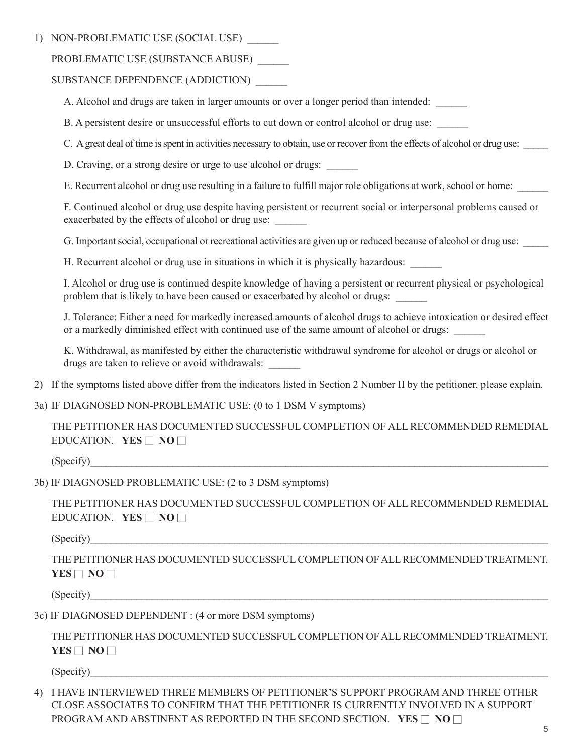1) NON-PROBLEMATIC USE (SOCIAL USE) ______

   PROBLEMATIC USE (SUBSTANCE ABUSE) ______

   SUBSTANCE DEPENDENCE (ADDICTION) ______

   A. Alcohol and drugs are taken in larger amounts or over a longer period than intended: ______

   B. A persistent desire or unsuccessful efforts to cut down or control alcohol or drug use: ______

   C. A great deal of time is spent in activities necessary to obtain, use or recover from the effects of alcohol or drug use: _____

   D. Craving, or a strong desire or urge to use alcohol or drugs: ______

   E. Recurrent alcohol or drug use resulting in a failure to fulfill major role obligations at work, school or home: ______

   F. Continued alcohol or drug use despite having persistent or recurrent social or interpersonal problems caused or exacerbated by the effects of alcohol or drug use: ______

   G. Important social, occupational or recreational activities are given up or reduced because of alcohol or drug use: _____

   H. Recurrent alcohol or drug use in situations in which it is physically hazardous: ______

   I. Alcohol or drug use is continued despite knowledge of having a persistent or recurrent physical or psychological problem that is likely to have been caused or exacerbated by alcohol or drugs: ______

   J. Tolerance: Either a need for markedly increased amounts of alcohol drugs to achieve intoxication or desired effect or a markedly diminished effect with continued use of the same amount of alcohol or drugs: ______

   K. Withdrawal, as manifested by either the characteristic withdrawal syndrome for alcohol or drugs or alcohol or drugs are taken to relieve or avoid withdrawals: ______

2) If the symptoms listed above differ from the indicators listed in Section 2 Number II by the petitioner, please explain.

3a) IF DIAGNOSED NON-PROBLEMATIC USE: (0 to 1 DSM V symptoms)

   THE PETITIONER HAS DOCUMENTED SUCCESSFUL COMPLETION OF ALL RECOMMENDED REMEDIAL EDUCATION. **YES** ☐ **NO** ☐

   (Specify)________________________________________________________________________________

3b) IF DIAGNOSED PROBLEMATIC USE: (2 to 3 DSM symptoms)

   THE PETITIONER HAS DOCUMENTED SUCCESSFUL COMPLETION OF ALL RECOMMENDED REMEDIAL EDUCATION. **YES** ☐ **NO** ☐

   (Specify)________________________________________________________________________________

   THE PETITIONER HAS DOCUMENTED SUCCESSFUL COMPLETION OF ALL RECOMMENDED TREATMENT. **YES** ☐ **NO** ☐

   (Specify)________________________________________________________________________________

3c) IF DIAGNOSED DEPENDENT : (4 or more DSM symptoms)

   THE PETITIONER HAS DOCUMENTED SUCCESSFUL COMPLETION OF ALL RECOMMENDED TREATMENT. **YES** ☐ **NO** ☐

   (Specify)________________________________________________________________________________

4) I HAVE INTERVIEWED THREE MEMBERS OF PETITIONER'S SUPPORT PROGRAM AND THREE OTHER CLOSE ASSOCIATES TO CONFIRM THAT THE PETITIONER IS CURRENTLY INVOLVED IN A SUPPORT PROGRAM AND ABSTINENT AS REPORTED IN THE SECOND SECTION. **YES** ☐ **NO** ☐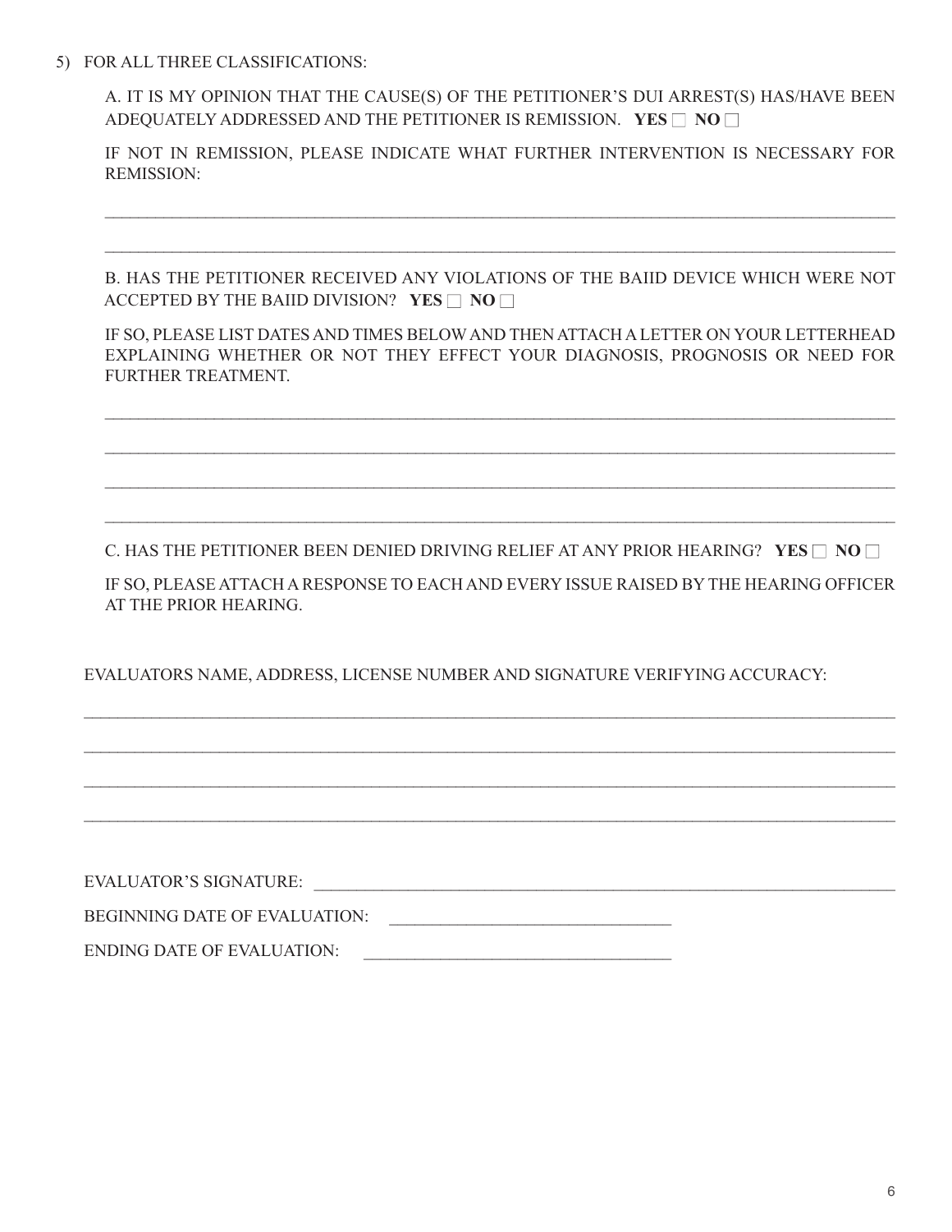5) FOR ALL THREE CLASSIFICATIONS:

A. IT IS MY OPINION THAT THE CAUSE(S) OF THE PETITIONER'S DUI ARREST(S) HAS/HAVE BEEN ADEQUATELY ADDRESSED AND THE PETITIONER IS REMISSION. **YES** ☐ **NO** ☐

IF NOT IN REMISSION, PLEASE INDICATE WHAT FURTHER INTERVENTION IS NECESSARY FOR REMISSION:

\_\_\_\_\_\_\_\_\_\_\_\_\_\_\_\_\_\_\_\_\_\_\_\_\_\_\_\_\_\_\_\_\_\_\_\_\_\_\_\_\_\_\_\_\_\_\_\_\_\_\_\_\_\_\_\_\_\_\_\_\_\_\_\_\_\_\_\_\_\_\_\_\_\_\_\_\_\_

\_\_\_\_\_\_\_\_\_\_\_\_\_\_\_\_\_\_\_\_\_\_\_\_\_\_\_\_\_\_\_\_\_\_\_\_\_\_\_\_\_\_\_\_\_\_\_\_\_\_\_\_\_\_\_\_\_\_\_\_\_\_\_\_\_\_\_\_\_\_\_\_\_\_\_\_\_\_

B. HAS THE PETITIONER RECEIVED ANY VIOLATIONS OF THE BAIID DEVICE WHICH WERE NOT ACCEPTED BY THE BAIID DIVISION? **YES** ☐ **NO** ☐

IF SO, PLEASE LIST DATES AND TIMES BELOW AND THEN ATTACH A LETTER ON YOUR LETTERHEAD EXPLAINING WHETHER OR NOT THEY EFFECT YOUR DIAGNOSIS, PROGNOSIS OR NEED FOR FURTHER TREATMENT.

\_\_\_\_\_\_\_\_\_\_\_\_\_\_\_\_\_\_\_\_\_\_\_\_\_\_\_\_\_\_\_\_\_\_\_\_\_\_\_\_\_\_\_\_\_\_\_\_\_\_\_\_\_\_\_\_\_\_\_\_\_\_\_\_\_\_\_\_\_\_\_\_\_\_\_\_\_\_

\_\_\_\_\_\_\_\_\_\_\_\_\_\_\_\_\_\_\_\_\_\_\_\_\_\_\_\_\_\_\_\_\_\_\_\_\_\_\_\_\_\_\_\_\_\_\_\_\_\_\_\_\_\_\_\_\_\_\_\_\_\_\_\_\_\_\_\_\_\_\_\_\_\_\_\_\_\_

\_\_\_\_\_\_\_\_\_\_\_\_\_\_\_\_\_\_\_\_\_\_\_\_\_\_\_\_\_\_\_\_\_\_\_\_\_\_\_\_\_\_\_\_\_\_\_\_\_\_\_\_\_\_\_\_\_\_\_\_\_\_\_\_\_\_\_\_\_\_\_\_\_\_\_\_\_\_

\_\_\_\_\_\_\_\_\_\_\_\_\_\_\_\_\_\_\_\_\_\_\_\_\_\_\_\_\_\_\_\_\_\_\_\_\_\_\_\_\_\_\_\_\_\_\_\_\_\_\_\_\_\_\_\_\_\_\_\_\_\_\_\_\_\_\_\_\_\_\_\_\_\_\_\_\_\_

C. HAS THE PETITIONER BEEN DENIED DRIVING RELIEF AT ANY PRIOR HEARING? **YES** ☐ **NO** ☐

IF SO, PLEASE ATTACH A RESPONSE TO EACH AND EVERY ISSUE RAISED BY THE HEARING OFFICER AT THE PRIOR HEARING.

EVALUATORS NAME, ADDRESS, LICENSE NUMBER AND SIGNATURE VERIFYING ACCURACY:

\_\_\_\_\_\_\_\_\_\_\_\_\_\_\_\_\_\_\_\_\_\_\_\_\_\_\_\_\_\_\_\_\_\_\_\_\_\_\_\_\_\_\_\_\_\_\_\_\_\_\_\_\_\_\_\_\_\_\_\_\_\_\_\_\_\_\_\_\_\_\_\_\_\_\_\_\_\_

\_\_\_\_\_\_\_\_\_\_\_\_\_\_\_\_\_\_\_\_\_\_\_\_\_\_\_\_\_\_\_\_\_\_\_\_\_\_\_\_\_\_\_\_\_\_\_\_\_\_\_\_\_\_\_\_\_\_\_\_\_\_\_\_\_\_\_\_\_\_\_\_\_\_\_\_\_\_

\_\_\_\_\_\_\_\_\_\_\_\_\_\_\_\_\_\_\_\_\_\_\_\_\_\_\_\_\_\_\_\_\_\_\_\_\_\_\_\_\_\_\_\_\_\_\_\_\_\_\_\_\_\_\_\_\_\_\_\_\_\_\_\_\_\_\_\_\_\_\_\_\_\_\_\_\_\_

\_\_\_\_\_\_\_\_\_\_\_\_\_\_\_\_\_\_\_\_\_\_\_\_\_\_\_\_\_\_\_\_\_\_\_\_\_\_\_\_\_\_\_\_\_\_\_\_\_\_\_\_\_\_\_\_\_\_\_\_\_\_\_\_\_\_\_\_\_\_\_\_\_\_\_\_\_\_

EVALUATOR'S SIGNATURE: \_\_\_\_\_\_\_\_\_\_\_\_\_\_\_\_\_\_\_\_\_\_\_\_\_\_\_\_\_\_\_\_\_\_\_\_\_\_\_\_\_\_\_\_\_\_\_\_\_\_\_\_\_\_

BEGINNING DATE OF EVALUATION: \_\_\_\_\_\_\_\_\_\_\_\_\_\_\_\_\_\_\_\_\_\_\_\_\_\_\_\_

ENDING DATE OF EVALUATION: \_\_\_\_\_\_\_\_\_\_\_\_\_\_\_\_\_\_\_\_\_\_\_\_\_\_\_\_\_\_